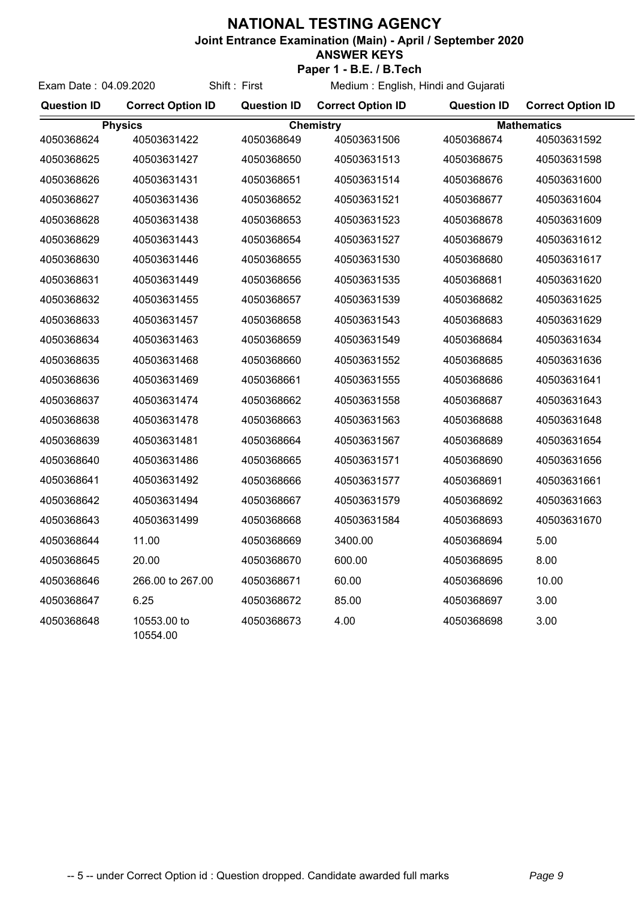# NATIONAL TESTING AGENCY

## Joint Entrance Examination (Main) - April / September 2020

### ANSWER KEYS

### Paper 1 - B.E. / B.Tech

Exam Date : 04.09.2020 Shift : First Medium : English, Hindi and Gujarati

| Question ID | Correct Option ID | Question ID | Correct Option ID | Question ID | Correct Option ID |
|---|---|---|---|---|---|
| Physics | | Chemistry | | Mathematics | |
| 4050368624 | 40503631422 | 4050368649 | 40503631506 | 4050368674 | 40503631592 |
| 4050368625 | 40503631427 | 4050368650 | 40503631513 | 4050368675 | 40503631598 |
| 4050368626 | 40503631431 | 4050368651 | 40503631514 | 4050368676 | 40503631600 |
| 4050368627 | 40503631436 | 4050368652 | 40503631521 | 4050368677 | 40503631604 |
| 4050368628 | 40503631438 | 4050368653 | 40503631523 | 4050368678 | 40503631609 |
| 4050368629 | 40503631443 | 4050368654 | 40503631527 | 4050368679 | 40503631612 |
| 4050368630 | 40503631446 | 4050368655 | 40503631530 | 4050368680 | 40503631617 |
| 4050368631 | 40503631449 | 4050368656 | 40503631535 | 4050368681 | 40503631620 |
| 4050368632 | 40503631455 | 4050368657 | 40503631539 | 4050368682 | 40503631625 |
| 4050368633 | 40503631457 | 4050368658 | 40503631543 | 4050368683 | 40503631629 |
| 4050368634 | 40503631463 | 4050368659 | 40503631549 | 4050368684 | 40503631634 |
| 4050368635 | 40503631468 | 4050368660 | 40503631552 | 4050368685 | 40503631636 |
| 4050368636 | 40503631469 | 4050368661 | 40503631555 | 4050368686 | 40503631641 |
| 4050368637 | 40503631474 | 4050368662 | 40503631558 | 4050368687 | 40503631643 |
| 4050368638 | 40503631478 | 4050368663 | 40503631563 | 4050368688 | 40503631648 |
| 4050368639 | 40503631481 | 4050368664 | 40503631567 | 4050368689 | 40503631654 |
| 4050368640 | 40503631486 | 4050368665 | 40503631571 | 4050368690 | 40503631656 |
| 4050368641 | 40503631492 | 4050368666 | 40503631577 | 4050368691 | 40503631661 |
| 4050368642 | 40503631494 | 4050368667 | 40503631579 | 4050368692 | 40503631663 |
| 4050368643 | 40503631499 | 4050368668 | 40503631584 | 4050368693 | 40503631670 |
| 4050368644 | 11.00 | 4050368669 | 3400.00 | 4050368694 | 5.00 |
| 4050368645 | 20.00 | 4050368670 | 600.00 | 4050368695 | 8.00 |
| 4050368646 | 266.00 to 267.00 | 4050368671 | 60.00 | 4050368696 | 10.00 |
| 4050368647 | 6.25 | 4050368672 | 85.00 | 4050368697 | 3.00 |
| 4050368648 | 10553.00 to 10554.00 | 4050368673 | 4.00 | 4050368698 | 3.00 |

-- 5 -- under Correct Option id : Question dropped. Candidate awarded full marks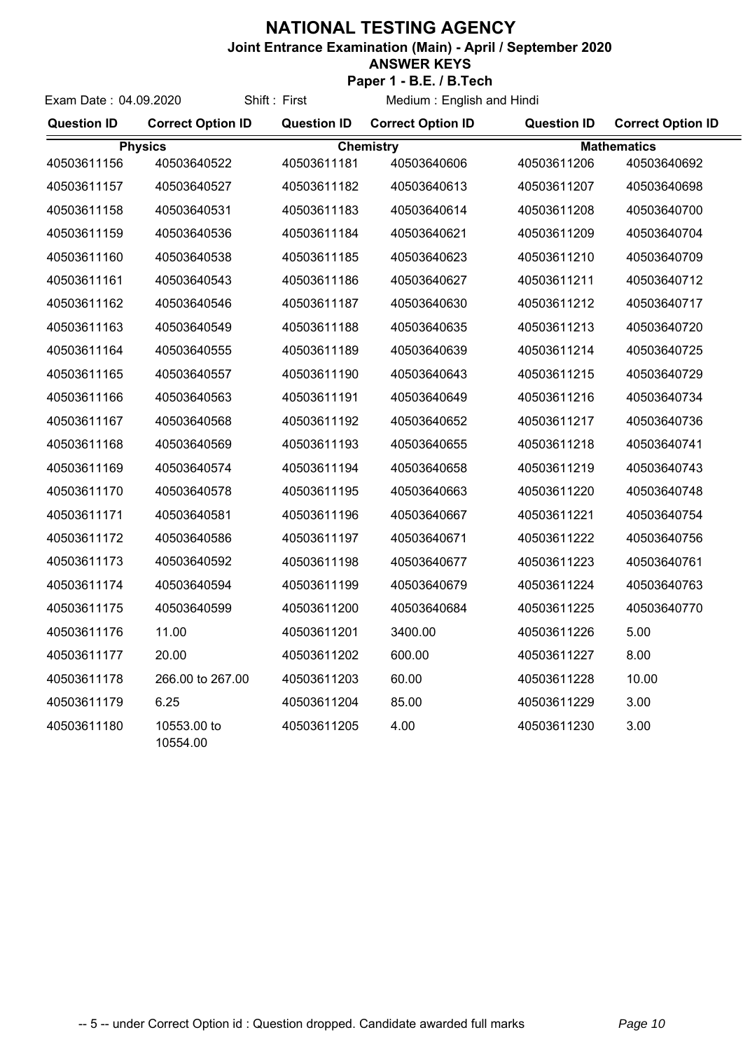# NATIONAL TESTING AGENCY

## Joint Entrance Examination (Main) - April / September 2020

### ANSWER KEYS

### Paper 1 - B.E. / B.Tech

Exam Date : 04.09.2020 Shift : First Medium : English and Hindi

| Question ID | Correct Option ID | Question ID | Correct Option ID | Question ID | Correct Option ID |
|---|---|---|---|---|---|
| Physics | | Chemistry | | Mathematics | |
| 40503611156 | 40503640522 | 40503611181 | 40503640606 | 40503611206 | 40503640692 |
| 40503611157 | 40503640527 | 40503611182 | 40503640613 | 40503611207 | 40503640698 |
| 40503611158 | 40503640531 | 40503611183 | 40503640614 | 40503611208 | 40503640700 |
| 40503611159 | 40503640536 | 40503611184 | 40503640621 | 40503611209 | 40503640704 |
| 40503611160 | 40503640538 | 40503611185 | 40503640623 | 40503611210 | 40503640709 |
| 40503611161 | 40503640543 | 40503611186 | 40503640627 | 40503611211 | 40503640712 |
| 40503611162 | 40503640546 | 40503611187 | 40503640630 | 40503611212 | 40503640717 |
| 40503611163 | 40503640549 | 40503611188 | 40503640635 | 40503611213 | 40503640720 |
| 40503611164 | 40503640555 | 40503611189 | 40503640639 | 40503611214 | 40503640725 |
| 40503611165 | 40503640557 | 40503611190 | 40503640643 | 40503611215 | 40503640729 |
| 40503611166 | 40503640563 | 40503611191 | 40503640649 | 40503611216 | 40503640734 |
| 40503611167 | 40503640568 | 40503611192 | 40503640652 | 40503611217 | 40503640736 |
| 40503611168 | 40503640569 | 40503611193 | 40503640655 | 40503611218 | 40503640741 |
| 40503611169 | 40503640574 | 40503611194 | 40503640658 | 40503611219 | 40503640743 |
| 40503611170 | 40503640578 | 40503611195 | 40503640663 | 40503611220 | 40503640748 |
| 40503611171 | 40503640581 | 40503611196 | 40503640667 | 40503611221 | 40503640754 |
| 40503611172 | 40503640586 | 40503611197 | 40503640671 | 40503611222 | 40503640756 |
| 40503611173 | 40503640592 | 40503611198 | 40503640677 | 40503611223 | 40503640761 |
| 40503611174 | 40503640594 | 40503611199 | 40503640679 | 40503611224 | 40503640763 |
| 40503611175 | 40503640599 | 40503611200 | 40503640684 | 40503611225 | 40503640770 |
| 40503611176 | 11.00 | 40503611201 | 3400.00 | 40503611226 | 5.00 |
| 40503611177 | 20.00 | 40503611202 | 600.00 | 40503611227 | 8.00 |
| 40503611178 | 266.00 to 267.00 | 40503611203 | 60.00 | 40503611228 | 10.00 |
| 40503611179 | 6.25 | 40503611204 | 85.00 | 40503611229 | 3.00 |
| 40503611180 | 10553.00 to 10554.00 | 40503611205 | 4.00 | 40503611230 | 3.00 |

-- 5 -- under Correct Option id : Question dropped. Candidate awarded full marks